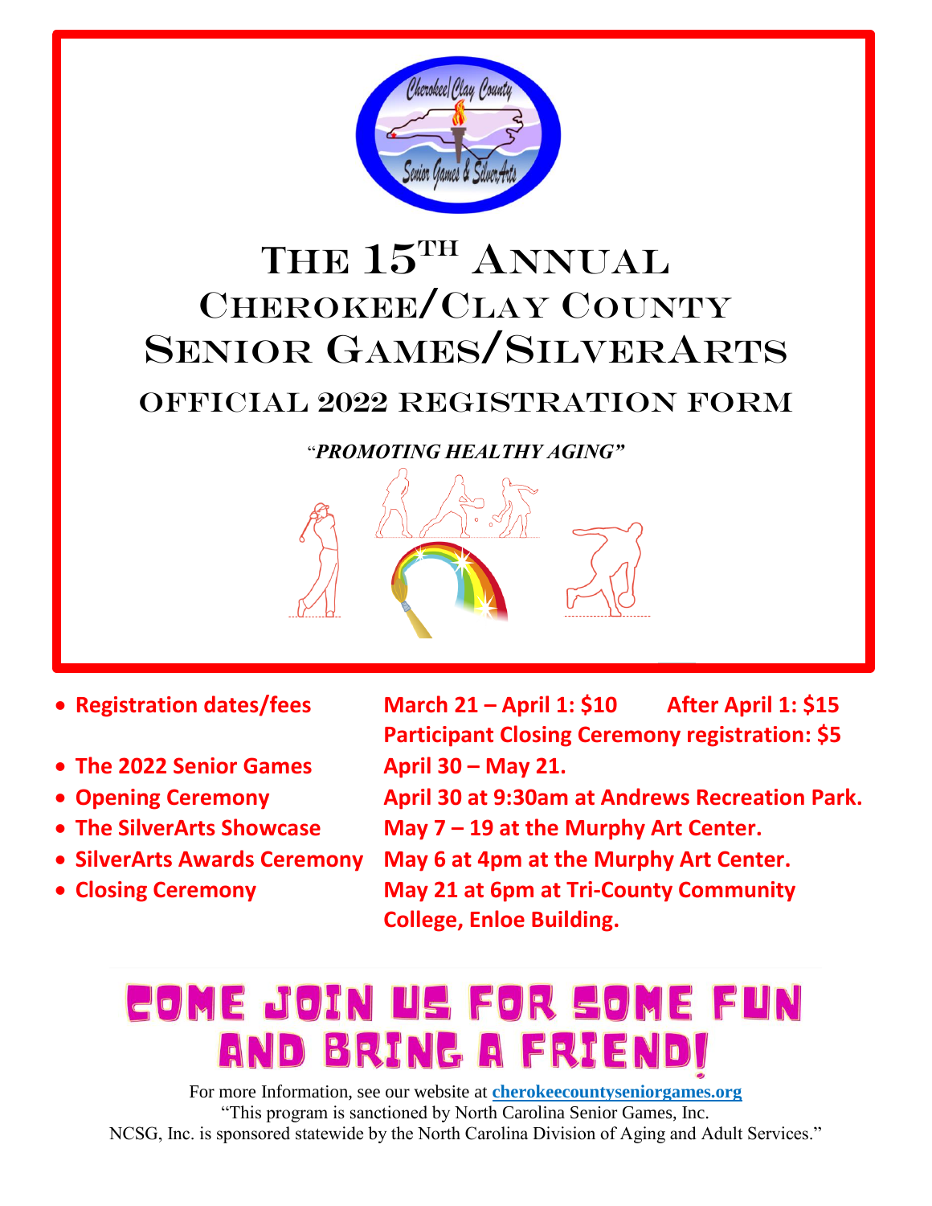# The 15th Annual Cherokee/Clay County Senior Games/SilverArts

## Official 2022 Registration Form

*"PROMOTING HEALTHY AGING"*

- **Registration dates/fees** — **March 21 – April 1: $10 After April 1: $15**
  **Participant Closing Ceremony registration: $5**
- **The 2022 Senior Games** — **April 30 – May 21.**
- **Opening Ceremony** — **April 30 at 9:30am at Andrews Recreation Park.**
- **The SilverArts Showcase** — **May 7 – 19 at the Murphy Art Center.**
- **SilverArts Awards Ceremony** — **May 6 at 4pm at the Murphy Art Center.**
- **Closing Ceremony** — **May 21 at 6pm at Tri-County Community College, Enloe Building.**

## COME JOIN US FOR SOME FUN AND BRING A FRIEND!

For more Information, see our website at **cherokeecountyseniorgames.org**

"This program is sanctioned by North Carolina Senior Games, Inc.
NCSG, Inc. is sponsored statewide by the North Carolina Division of Aging and Adult Services."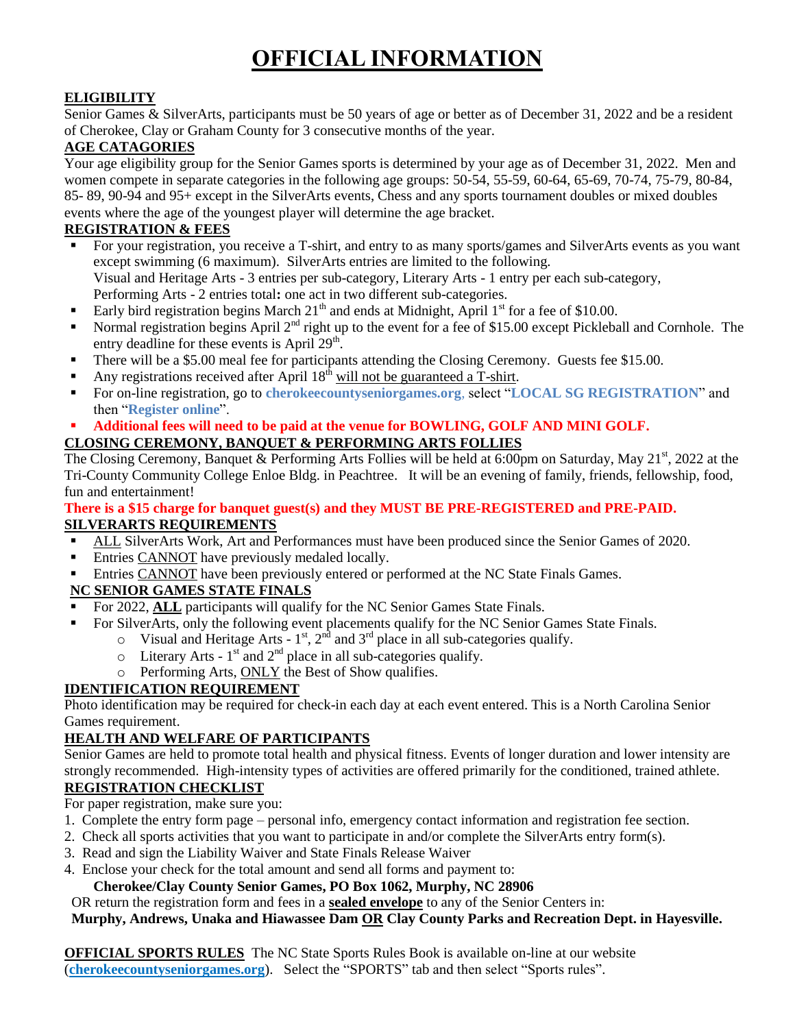# OFFICIAL INFORMATION

**ELIGIBILITY**

Senior Games & SilverArts, participants must be 50 years of age or better as of December 31, 2022 and be a resident of Cherokee, Clay or Graham County for 3 consecutive months of the year.

**AGE CATAGORIES**

Your age eligibility group for the Senior Games sports is determined by your age as of December 31, 2022. Men and women compete in separate categories in the following age groups: 50-54, 55-59, 60-64, 65-69, 70-74, 75-79, 80-84, 85- 89, 90-94 and 95+ except in the SilverArts events, Chess and any sports tournament doubles or mixed doubles events where the age of the youngest player will determine the age bracket.

**REGISTRATION & FEES**

- For your registration, you receive a T-shirt, and entry to as many sports/games and SilverArts events as you want except swimming (6 maximum). SilverArts entries are limited to the following. Visual and Heritage Arts - 3 entries per sub-category, Literary Arts - 1 entry per each sub-category, Performing Arts - 2 entries total**:** one act in two different sub-categories.
- Early bird registration begins March 21st and ends at Midnight, April 1st for a fee of $10.00.
- Normal registration begins April 2nd right up to the event for a fee of $15.00 except Pickleball and Cornhole. The entry deadline for these events is April 29th.
- There will be a $5.00 meal fee for participants attending the Closing Ceremony. Guests fee $15.00.
- Any registrations received after April 18th will not be guaranteed a T-shirt.
- For on-line registration, go to **cherokeecountyseniorgames.org**, select "**LOCAL SG REGISTRATION**" and then "**Register online**".
- **Additional fees will need to be paid at the venue for BOWLING, GOLF AND MINI GOLF.**

**CLOSING CEREMONY, BANQUET & PERFORMING ARTS FOLLIES**

The Closing Ceremony, Banquet & Performing Arts Follies will be held at 6:00pm on Saturday, May 21st, 2022 at the Tri-County Community College Enloe Bldg. in Peachtree. It will be an evening of family, friends, fellowship, food, fun and entertainment!

**There is a $15 charge for banquet guest(s) and they MUST BE PRE-REGISTERED and PRE-PAID.**

**SILVERARTS REQUIREMENTS**

- ALL SilverArts Work, Art and Performances must have been produced since the Senior Games of 2020.
- Entries CANNOT have previously medaled locally.
- Entries CANNOT have been previously entered or performed at the NC State Finals Games.

**NC SENIOR GAMES STATE FINALS**

- For 2022, **ALL** participants will qualify for the NC Senior Games State Finals.
- For SilverArts, only the following event placements qualify for the NC Senior Games State Finals.
  - Visual and Heritage Arts - 1st, 2nd and 3rd place in all sub-categories qualify.
  - Literary Arts - 1st and 2nd place in all sub-categories qualify.
  - Performing Arts, ONLY the Best of Show qualifies.

**IDENTIFICATION REQUIREMENT**

Photo identification may be required for check-in each day at each event entered. This is a North Carolina Senior Games requirement.

**HEALTH AND WELFARE OF PARTICIPANTS**

Senior Games are held to promote total health and physical fitness. Events of longer duration and lower intensity are strongly recommended. High-intensity types of activities are offered primarily for the conditioned, trained athlete.

**REGISTRATION CHECKLIST**

For paper registration, make sure you:

1. Complete the entry form page – personal info, emergency contact information and registration fee section.
2. Check all sports activities that you want to participate in and/or complete the SilverArts entry form(s).
3. Read and sign the Liability Waiver and State Finals Release Waiver
4. Enclose your check for the total amount and send all forms and payment to:

**Cherokee/Clay County Senior Games, PO Box 1062, Murphy, NC 28906**

OR return the registration form and fees in a **sealed envelope** to any of the Senior Centers in:

**Murphy, Andrews, Unaka and Hiawassee Dam OR Clay County Parks and Recreation Dept. in Hayesville.**

**OFFICIAL SPORTS RULES** The NC State Sports Rules Book is available on-line at our website (**cherokeecountyseniorgames.org**). Select the "SPORTS" tab and then select "Sports rules".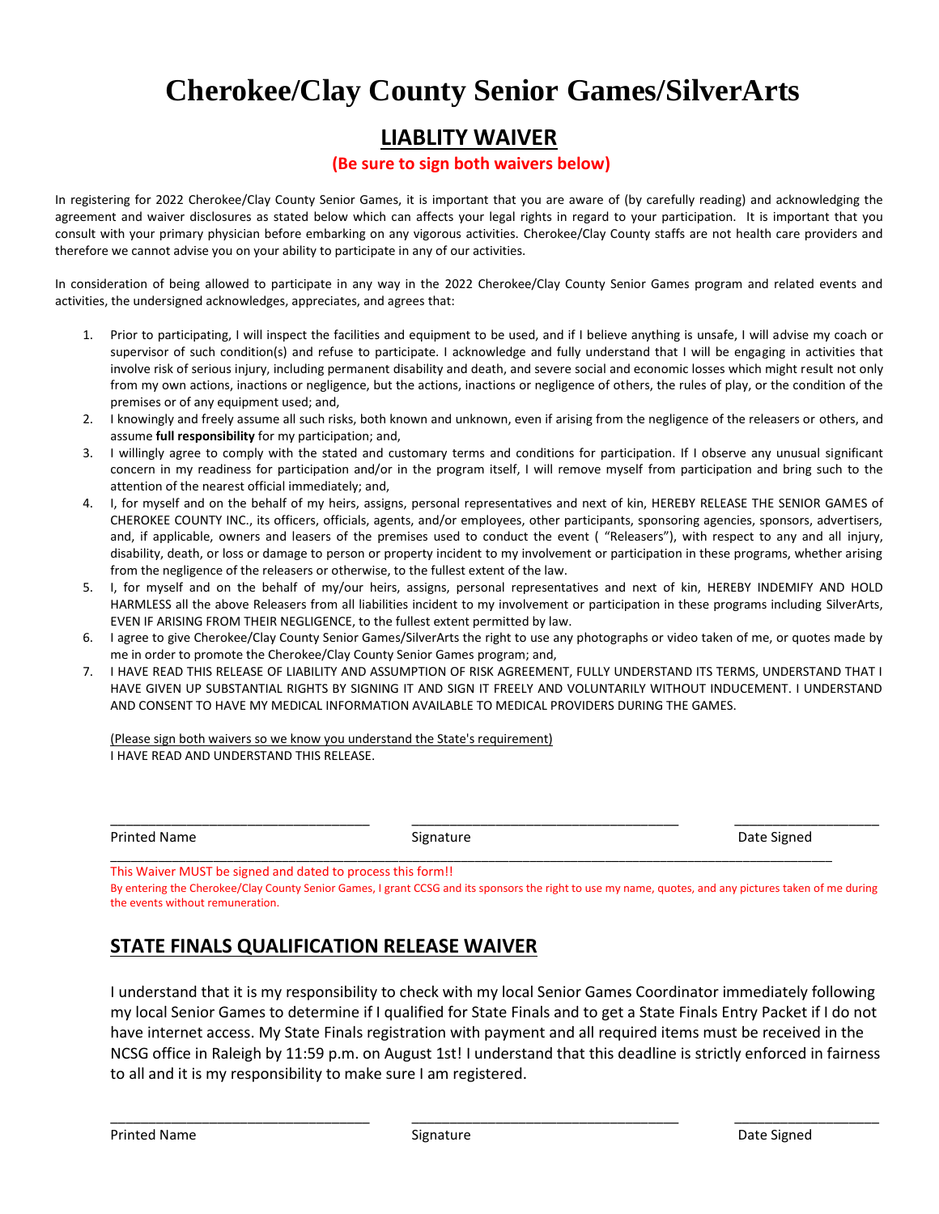# Cherokee/Clay County Senior Games/SilverArts

## LIABLITY WAIVER

**(Be sure to sign both waivers below)**

In registering for 2022 Cherokee/Clay County Senior Games, it is important that you are aware of (by carefully reading) and acknowledging the agreement and waiver disclosures as stated below which can affects your legal rights in regard to your participation. It is important that you consult with your primary physician before embarking on any vigorous activities. Cherokee/Clay County staffs are not health care providers and therefore we cannot advise you on your ability to participate in any of our activities.

In consideration of being allowed to participate in any way in the 2022 Cherokee/Clay County Senior Games program and related events and activities, the undersigned acknowledges, appreciates, and agrees that:

1. Prior to participating, I will inspect the facilities and equipment to be used, and if I believe anything is unsafe, I will advise my coach or supervisor of such condition(s) and refuse to participate. I acknowledge and fully understand that I will be engaging in activities that involve risk of serious injury, including permanent disability and death, and severe social and economic losses which might result not only from my own actions, inactions or negligence, but the actions, inactions or negligence of others, the rules of play, or the condition of the premises or of any equipment used; and,
2. I knowingly and freely assume all such risks, both known and unknown, even if arising from the negligence of the releasers or others, and assume **full responsibility** for my participation; and,
3. I willingly agree to comply with the stated and customary terms and conditions for participation. If I observe any unusual significant concern in my readiness for participation and/or in the program itself, I will remove myself from participation and bring such to the attention of the nearest official immediately; and,
4. I, for myself and on the behalf of my heirs, assigns, personal representatives and next of kin, HEREBY RELEASE THE SENIOR GAMES of CHEROKEE COUNTY INC., its officers, officials, agents, and/or employees, other participants, sponsoring agencies, sponsors, advertisers, and, if applicable, owners and leasers of the premises used to conduct the event ( "Releasers"), with respect to any and all injury, disability, death, or loss or damage to person or property incident to my involvement or participation in these programs, whether arising from the negligence of the releasers or otherwise, to the fullest extent of the law.
5. I, for myself and on the behalf of my/our heirs, assigns, personal representatives and next of kin, HEREBY INDEMIFY AND HOLD HARMLESS all the above Releasers from all liabilities incident to my involvement or participation in these programs including SilverArts, EVEN IF ARISING FROM THEIR NEGLIGENCE, to the fullest extent permitted by law.
6. I agree to give Cherokee/Clay County Senior Games/SilverArts the right to use any photographs or video taken of me, or quotes made by me in order to promote the Cherokee/Clay County Senior Games program; and,
7. I HAVE READ THIS RELEASE OF LIABILITY AND ASSUMPTION OF RISK AGREEMENT, FULLY UNDERSTAND ITS TERMS, UNDERSTAND THAT I HAVE GIVEN UP SUBSTANTIAL RIGHTS BY SIGNING IT AND SIGN IT FREELY AND VOLUNTARILY WITHOUT INDUCEMENT. I UNDERSTAND AND CONSENT TO HAVE MY MEDICAL INFORMATION AVAILABLE TO MEDICAL PROVIDERS DURING THE GAMES.

(Please sign both waivers so we know you understand the State's requirement)
I HAVE READ AND UNDERSTAND THIS RELEASE.

| \_\_\_\_\_\_\_\_\_\_\_\_\_\_\_\_\_\_\_\_\_\_\_\_ | \_\_\_\_\_\_\_\_\_\_\_\_\_\_\_\_\_\_\_\_\_\_\_\_ | \_\_\_\_\_\_\_\_\_\_\_\_\_\_ |
|---|---|---|
| Printed Name | Signature | Date Signed |

This Waiver MUST be signed and dated to process this form!!

By entering the Cherokee/Clay County Senior Games, I grant CCSG and its sponsors the right to use my name, quotes, and any pictures taken of me during the events without remuneration.

## STATE FINALS QUALIFICATION RELEASE WAIVER

I understand that it is my responsibility to check with my local Senior Games Coordinator immediately following my local Senior Games to determine if I qualified for State Finals and to get a State Finals Entry Packet if I do not have internet access. My State Finals registration with payment and all required items must be received in the NCSG office in Raleigh by 11:59 p.m. on August 1st! I understand that this deadline is strictly enforced in fairness to all and it is my responsibility to make sure I am registered.

| \_\_\_\_\_\_\_\_\_\_\_\_\_\_\_\_\_\_\_\_\_\_\_\_ | \_\_\_\_\_\_\_\_\_\_\_\_\_\_\_\_\_\_\_\_\_\_\_\_ | \_\_\_\_\_\_\_\_\_\_\_\_\_\_ |
|---|---|---|
| Printed Name | Signature | Date Signed |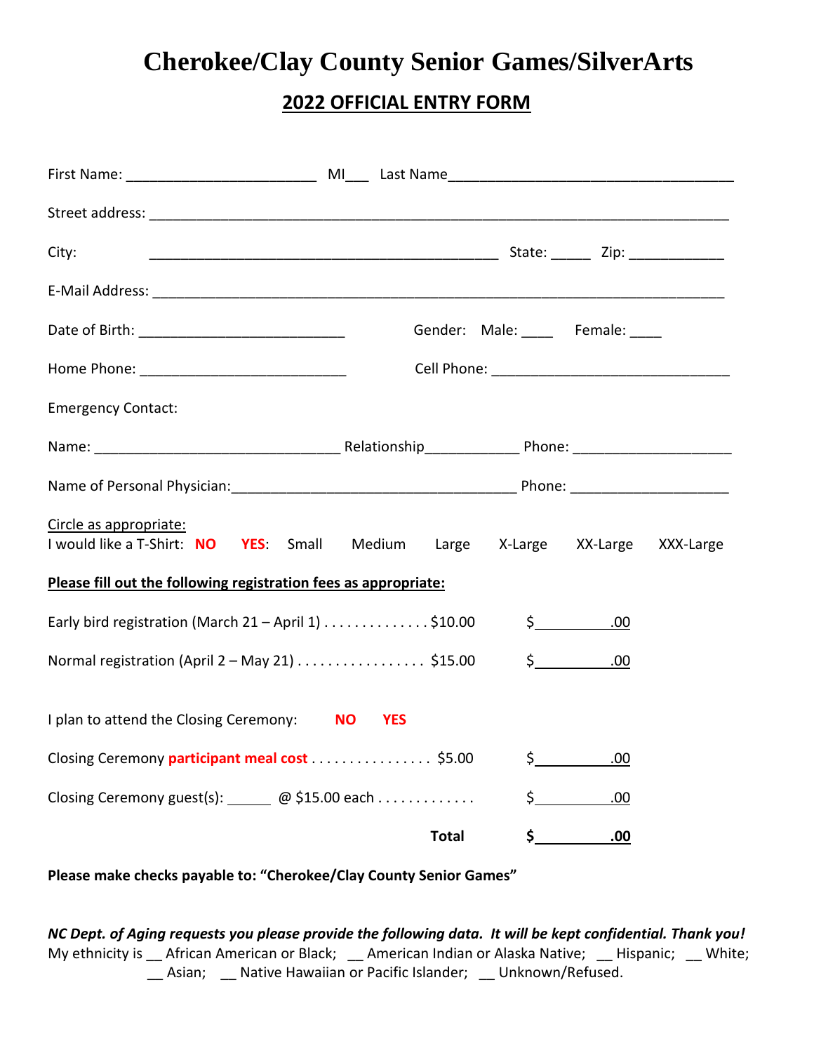# Cherokee/Clay County Senior Games/SilverArts

## 2022 OFFICIAL ENTRY FORM

First Name: ________________________ MI___ Last Name____________________________________

Street address: __________________________________________________________________________

City: ____________________________________________ State: _____ Zip: ____________

E-Mail Address: __________________________________________________________________________

Date of Birth: __________________________ Gender: Male: ____ Female: ____

Home Phone: __________________________ Cell Phone: ______________________________

Emergency Contact:

Name: ________________________________ Relationship____________ Phone: ____________________

Name of Personal Physician:_____________________________________ Phone: ____________________

Circle as appropriate:
I would like a T-Shirt: **NO** **YES**: Small Medium Large X-Large XX-Large XXX-Large

**Please fill out the following registration fees as appropriate:**

Early bird registration (March 21 – April 1) . . . . . . . . . . . . . . $10.00 $\_\_\_\_\_\_\_\_\_\_.00

Normal registration (April 2 – May 21) . . . . . . . . . . . . . . . . . $15.00 $\_\_\_\_\_\_\_\_\_\_.00

I plan to attend the Closing Ceremony: **NO** **YES**

Closing Ceremony **participant meal cost** . . . . . . . . . . . . . . . . $5.00 $\_\_\_\_\_\_\_\_\_\_.00

Closing Ceremony guest(s): ______ @ $15.00 each . . . . . . . . . . . . . $\_\_\_\_\_\_\_\_\_\_.00

**Total $\_\_\_\_\_\_\_\_\_\_.00**

**Please make checks payable to: "Cherokee/Clay County Senior Games"**

***NC Dept. of Aging requests you please provide the following data. It will be kept confidential. Thank you!***
My ethnicity is __ African American or Black; __ American Indian or Alaska Native; __ Hispanic; __ White; __ Asian; __ Native Hawaiian or Pacific Islander; __ Unknown/Refused.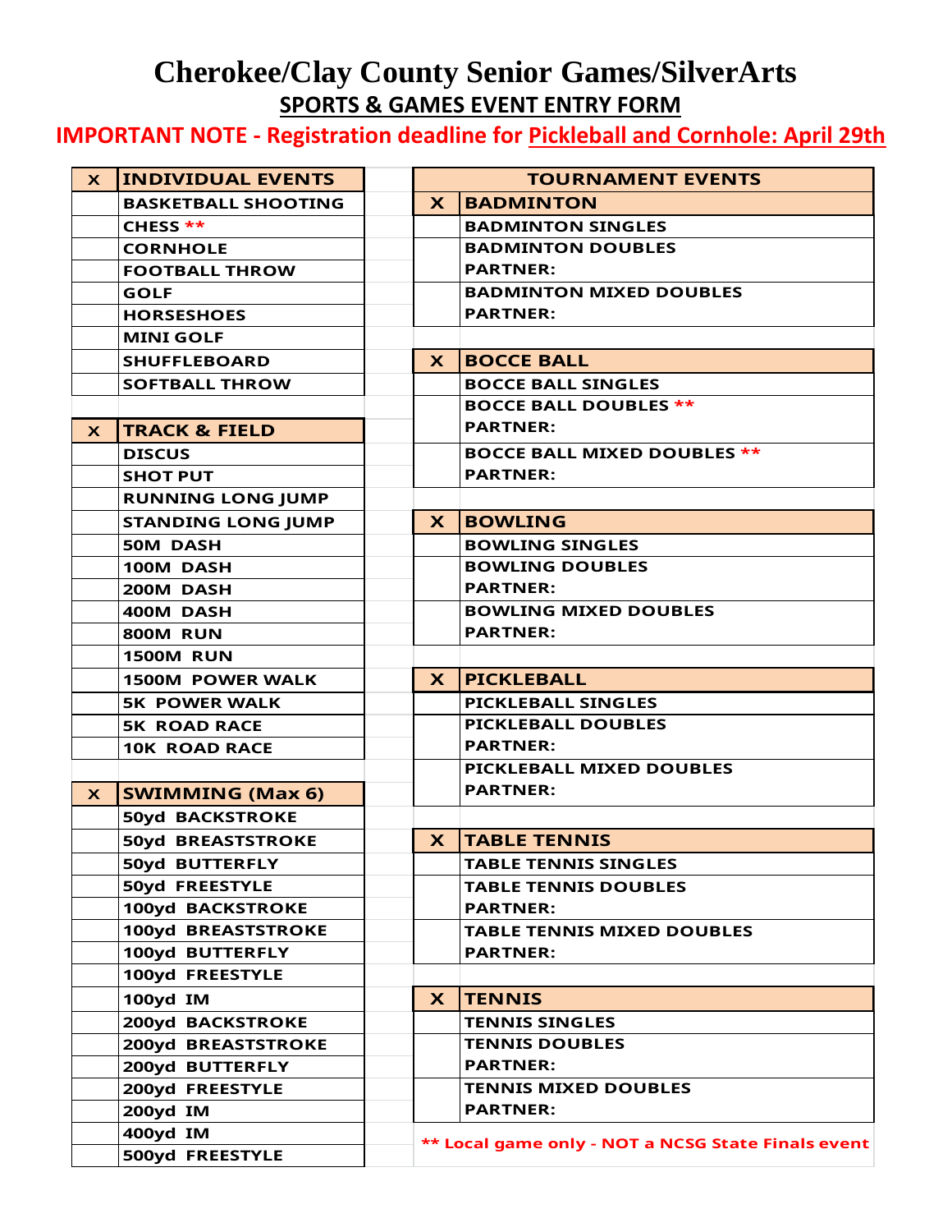# Cherokee/Clay County Senior Games/SilverArts

## SPORTS & GAMES EVENT ENTRY FORM

**IMPORTANT NOTE - Registration deadline for Pickleball and Cornhole: April 29th**

| X | INDIVIDUAL EVENTS |
|---|---|
| | BASKETBALL SHOOTING |
| | CHESS ** |
| | CORNHOLE |
| | FOOTBALL THROW |
| | GOLF |
| | HORSESHOES |
| | MINI GOLF |
| | SHUFFLEBOARD |
| | SOFTBALL THROW |

| X | TRACK & FIELD |
|---|---|
| | DISCUS |
| | SHOT PUT |
| | RUNNING LONG JUMP |
| | STANDING LONG JUMP |
| | 50M DASH |
| | 100M DASH |
| | 200M DASH |
| | 400M DASH |
| | 800M RUN |
| | 1500M RUN |
| | 1500M POWER WALK |
| | 5K POWER WALK |
| | 5K ROAD RACE |
| | 10K ROAD RACE |

| X | SWIMMING (Max 6) |
|---|---|
| | 50yd BACKSTROKE |
| | 50yd BREASTSTROKE |
| | 50yd BUTTERFLY |
| | 50yd FREESTYLE |
| | 100yd BACKSTROKE |
| | 100yd BREASTSTROKE |
| | 100yd BUTTERFLY |
| | 100yd FREESTYLE |
| | 100yd IM |
| | 200yd BACKSTROKE |
| | 200yd BREASTSTROKE |
| | 200yd BUTTERFLY |
| | 200yd FREESTYLE |
| | 200yd IM |
| | 400yd IM |
| | 500yd FREESTYLE |

## TOURNAMENT EVENTS

| X | BADMINTON |
|---|---|
| | BADMINTON SINGLES |
| | BADMINTON DOUBLES<br>PARTNER: |
| | BADMINTON MIXED DOUBLES<br>PARTNER: |

| X | BOCCE BALL |
|---|---|
| | BOCCE BALL SINGLES |
| | BOCCE BALL DOUBLES **<br>PARTNER: |
| | BOCCE BALL MIXED DOUBLES **<br>PARTNER: |

| X | BOWLING |
|---|---|
| | BOWLING SINGLES |
| | BOWLING DOUBLES<br>PARTNER: |
| | BOWLING MIXED DOUBLES<br>PARTNER: |

| X | PICKLEBALL |
|---|---|
| | PICKLEBALL SINGLES |
| | PICKLEBALL DOUBLES<br>PARTNER: |
| | PICKLEBALL MIXED DOUBLES<br>PARTNER: |

| X | TABLE TENNIS |
|---|---|
| | TABLE TENNIS SINGLES |
| | TABLE TENNIS DOUBLES<br>PARTNER: |
| | TABLE TENNIS MIXED DOUBLES<br>PARTNER: |

| X | TENNIS |
|---|---|
| | TENNIS SINGLES |
| | TENNIS DOUBLES<br>PARTNER: |
| | TENNIS MIXED DOUBLES<br>PARTNER: |

** Local game only - NOT a NCSG State Finals event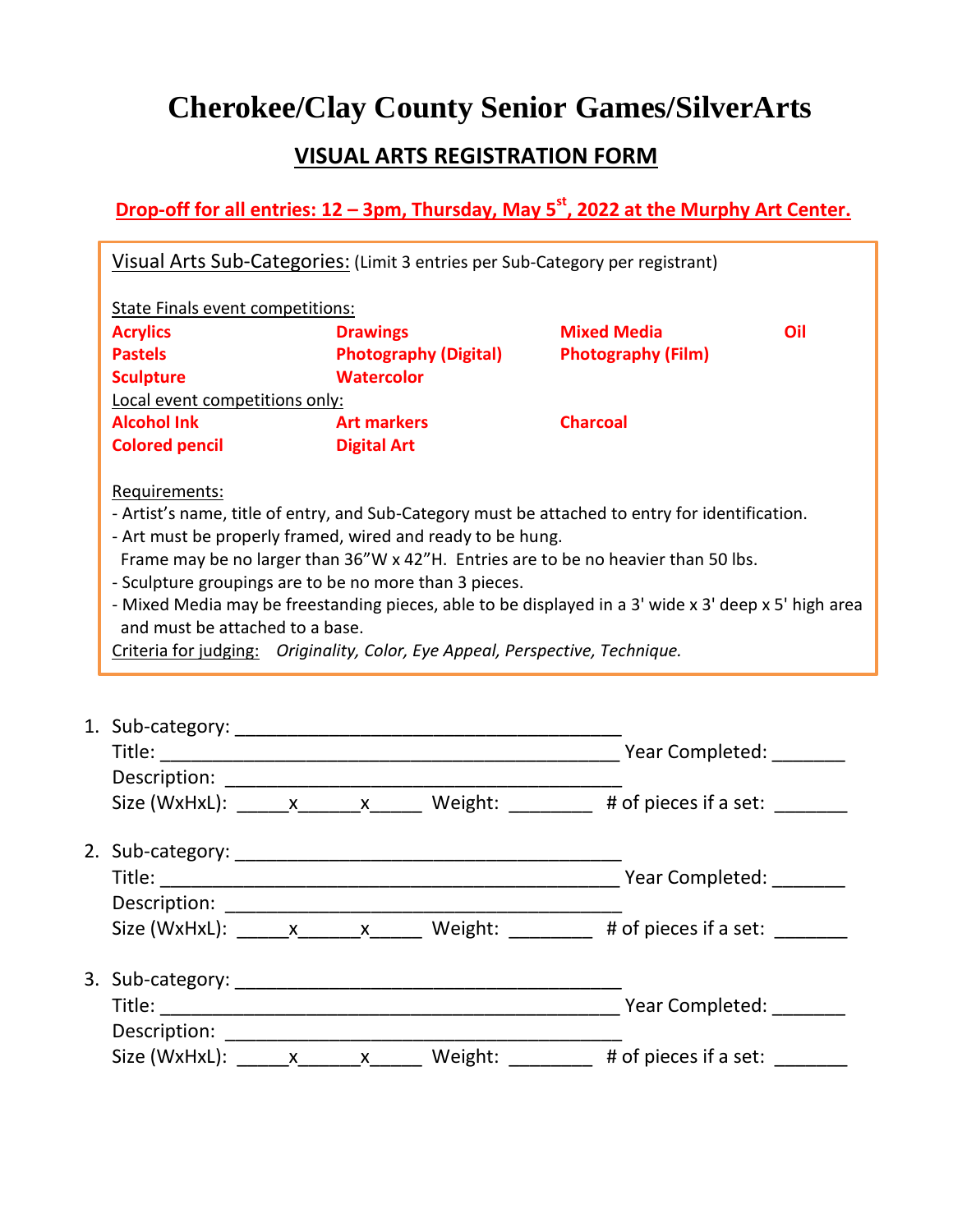# Cherokee/Clay County Senior Games/SilverArts

## VISUAL ARTS REGISTRATION FORM

**Drop-off for all entries: 12 – 3pm, Thursday, May 5st, 2022 at the Murphy Art Center.**

Visual Arts Sub-Categories: (Limit 3 entries per Sub-Category per registrant)

State Finals event competitions:

**Acrylics** **Drawings** **Mixed Media** **Oil**
**Pastels** **Photography (Digital)** **Photography (Film)**
**Sculpture** **Watercolor**

Local event competitions only:

**Alcohol Ink** **Art markers** **Charcoal**
**Colored pencil** **Digital Art**

Requirements:

- Artist's name, title of entry, and Sub-Category must be attached to entry for identification.
- Art must be properly framed, wired and ready to be hung.
  Frame may be no larger than 36"W x 42"H. Entries are to be no heavier than 50 lbs.
- Sculpture groupings are to be no more than 3 pieces.
- Mixed Media may be freestanding pieces, able to be displayed in a 3' wide x 3' deep x 5' high area and must be attached to a base.

Criteria for judging: *Originality, Color, Eye Appeal, Perspective, Technique.*

1. Sub-category: ____________________________________
   Title: ____________________________________________ Year Completed: _______
   Description: ______________________________________
   Size (WxHxL): _____x______x_____ Weight: ________ # of pieces if a set: _______

2. Sub-category: ____________________________________
   Title: ____________________________________________ Year Completed: _______
   Description: ______________________________________
   Size (WxHxL): _____x______x_____ Weight: ________ # of pieces if a set: _______

3. Sub-category: ____________________________________
   Title: ____________________________________________ Year Completed: _______
   Description: ______________________________________
   Size (WxHxL): _____x______x_____ Weight: ________ # of pieces if a set: _______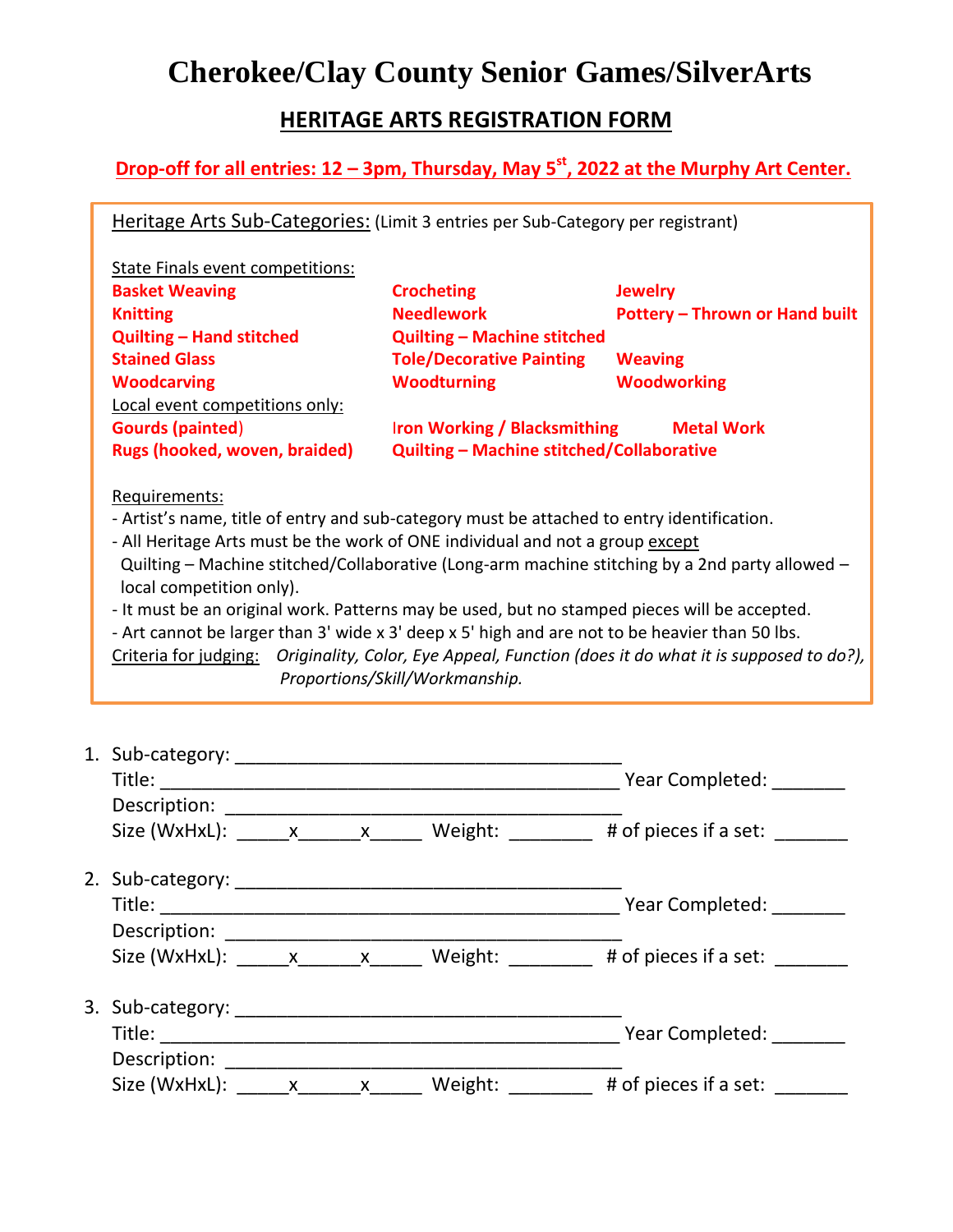# Cherokee/Clay County Senior Games/SilverArts

## HERITAGE ARTS REGISTRATION FORM

**Drop-off for all entries: 12 – 3pm, Thursday, May 5st, 2022 at the Murphy Art Center.**

Heritage Arts Sub-Categories: (Limit 3 entries per Sub-Category per registrant)

State Finals event competitions:

**Basket Weaving**
**Crocheting**
**Jewelry**
**Knitting**
**Needlework**
**Pottery – Thrown or Hand built**
**Quilting – Hand stitched**
**Quilting – Machine stitched**
**Stained Glass**
**Tole/Decorative Painting**
**Weaving**
**Woodcarving**
**Woodturning**
**Woodworking**

Local event competitions only:

**Gourds (painted)**
**Iron Working / Blacksmithing**
**Metal Work**
**Rugs (hooked, woven, braided)**
**Quilting – Machine stitched/Collaborative**

Requirements:

- Artist's name, title of entry and sub-category must be attached to entry identification.
- All Heritage Arts must be the work of ONE individual and not a group except Quilting – Machine stitched/Collaborative (Long-arm machine stitching by a 2nd party allowed – local competition only).
- It must be an original work. Patterns may be used, but no stamped pieces will be accepted.
- Art cannot be larger than 3' wide x 3' deep x 5' high and are not to be heavier than 50 lbs.

Criteria for judging: *Originality, Color, Eye Appeal, Function (does it do what it is supposed to do?), Proportions/Skill/Workmanship.*

1. Sub-category: ______________________________________
   Title: ______________________________________________ Year Completed: _______
   Description: ________________________________________
   Size (WxHxL): _____x______x_____ Weight: ________ # of pieces if a set: _______

2. Sub-category: ______________________________________
   Title: ______________________________________________ Year Completed: _______
   Description: ________________________________________
   Size (WxHxL): _____x______x_____ Weight: ________ # of pieces if a set: _______

3. Sub-category: ______________________________________
   Title: ______________________________________________ Year Completed: _______
   Description: ________________________________________
   Size (WxHxL): _____x______x_____ Weight: ________ # of pieces if a set: _______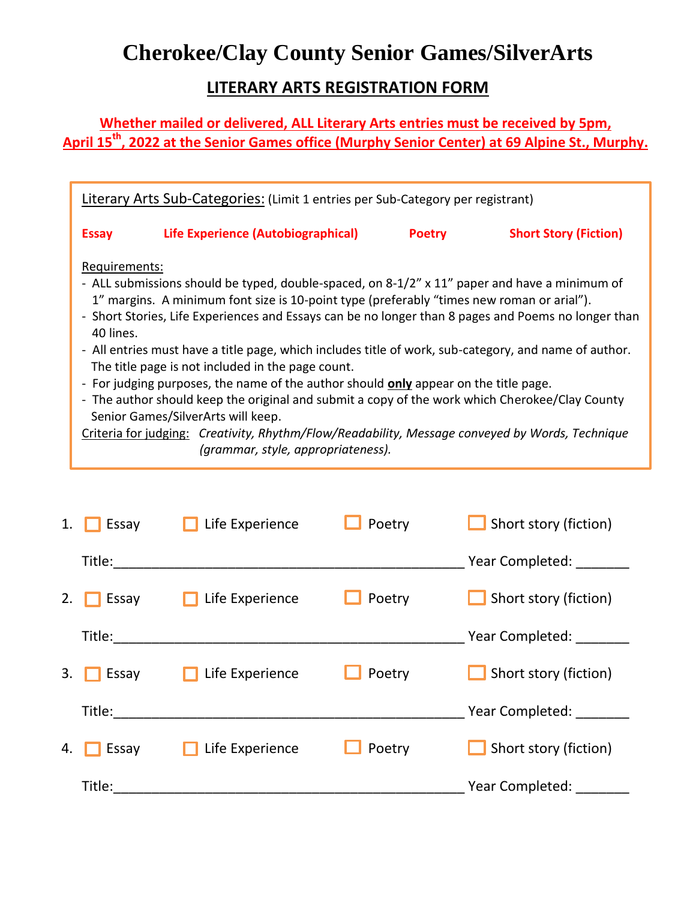# Cherokee/Clay County Senior Games/SilverArts

## LITERARY ARTS REGISTRATION FORM

**Whether mailed or delivered, ALL Literary Arts entries must be received by 5pm, April 15th, 2022 at the Senior Games office (Murphy Senior Center) at 69 Alpine St., Murphy.**

Literary Arts Sub-Categories: (Limit 1 entries per Sub-Category per registrant)

**Essay** **Life Experience (Autobiographical)** **Poetry** **Short Story (Fiction)**

Requirements:

- ALL submissions should be typed, double-spaced, on 8-1/2" x 11" paper and have a minimum of 1" margins. A minimum font size is 10-point type (preferably "times new roman or arial").
- Short Stories, Life Experiences and Essays can be no longer than 8 pages and Poems no longer than 40 lines.
- All entries must have a title page, which includes title of work, sub-category, and name of author. The title page is not included in the page count.
- For judging purposes, the name of the author should **only** appear on the title page.
- The author should keep the original and submit a copy of the work which Cherokee/Clay County Senior Games/SilverArts will keep.

Criteria for judging: *Creativity, Rhythm/Flow/Readability, Message conveyed by Words, Technique (grammar, style, appropriateness).*

1. ☐ Essay ☐ Life Experience ☐ Poetry ☐ Short story (fiction)

   Title:_______________________________________________ Year Completed: _______

2. ☐ Essay ☐ Life Experience ☐ Poetry ☐ Short story (fiction)

   Title:_______________________________________________ Year Completed: _______

3. ☐ Essay ☐ Life Experience ☐ Poetry ☐ Short story (fiction)

   Title:_______________________________________________ Year Completed: _______

4. ☐ Essay ☐ Life Experience ☐ Poetry ☐ Short story (fiction)

   Title:_______________________________________________ Year Completed: _______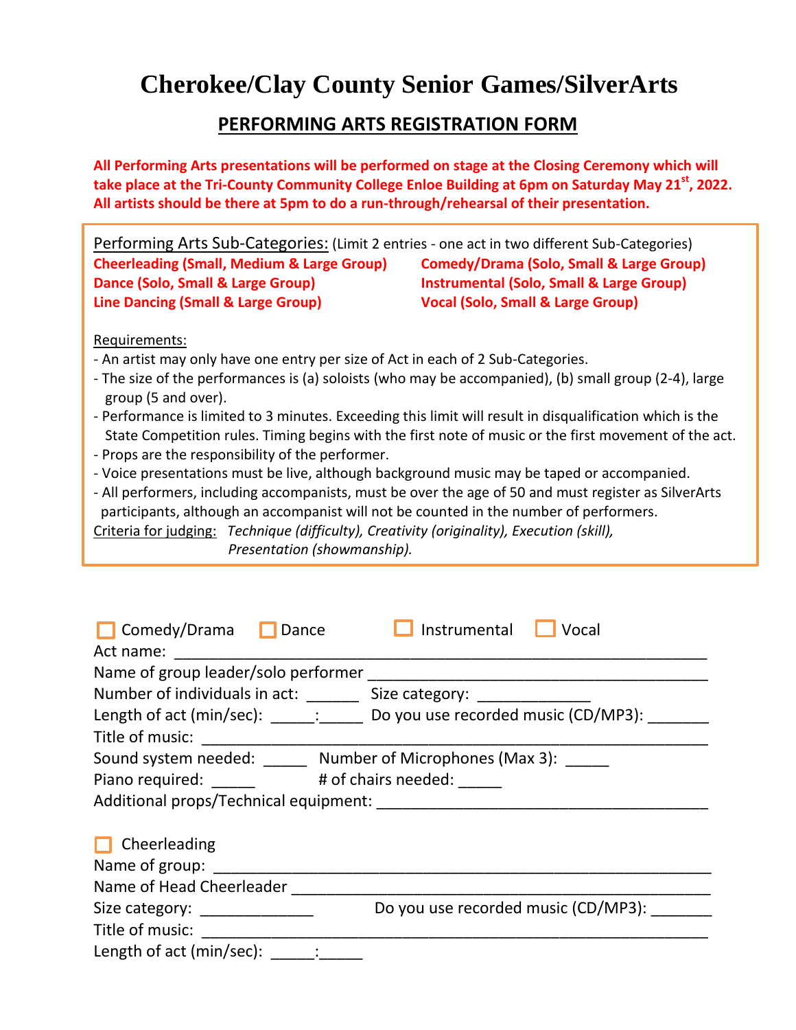# Cherokee/Clay County Senior Games/SilverArts

## PERFORMING ARTS REGISTRATION FORM

**All Performing Arts presentations will be performed on stage at the Closing Ceremony which will take place at the Tri-County Community College Enloe Building at 6pm on Saturday May 21st, 2022. All artists should be there at 5pm to do a run-through/rehearsal of their presentation.**

Performing Arts Sub-Categories: (Limit 2 entries - one act in two different Sub-Categories)

**Cheerleading (Small, Medium & Large Group)**
**Dance (Solo, Small & Large Group)**
**Line Dancing (Small & Large Group)**
**Comedy/Drama (Solo, Small & Large Group)**
**Instrumental (Solo, Small & Large Group)**
**Vocal (Solo, Small & Large Group)**

Requirements:

- An artist may only have one entry per size of Act in each of 2 Sub-Categories.
- The size of the performances is (a) soloists (who may be accompanied), (b) small group (2-4), large group (5 and over).
- Performance is limited to 3 minutes. Exceeding this limit will result in disqualification which is the State Competition rules. Timing begins with the first note of music or the first movement of the act.
- Props are the responsibility of the performer.
- Voice presentations must be live, although background music may be taped or accompanied.
- All performers, including accompanists, must be over the age of 50 and must register as SilverArts participants, although an accompanist will not be counted in the number of performers.

Criteria for judging: *Technique (difficulty), Creativity (originality), Execution (skill), Presentation (showmanship).*

☐ Comedy/Drama ☐ Dance ☐ Instrumental ☐ Vocal

Act name: ________________________________________________________________

Name of group leader/solo performer ________________________________________

Number of individuals in act: ______ Size category: _____________

Length of act (min/sec): _____:_____ Do you use recorded music (CD/MP3): _______

Title of music: _____________________________________________________________

Sound system needed: _____ Number of Microphones (Max 3): _____

Piano required: _____ # of chairs needed: _____

Additional props/Technical equipment: ______________________________________

☐ Cheerleading

Name of group: _____________________________________________________________

Name of Head Cheerleader ____________________________________________________

Size category: _____________ Do you use recorded music (CD/MP3): _______

Title of music: _____________________________________________________________

Length of act (min/sec): _____:_____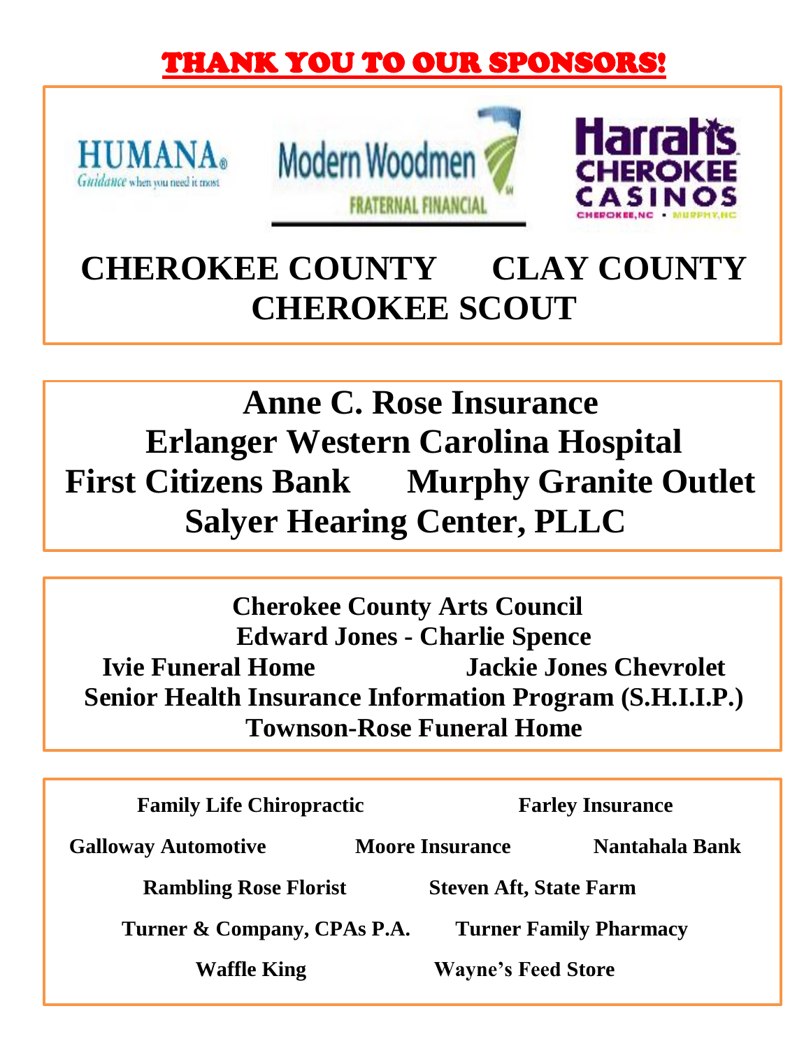# THANK YOU TO OUR SPONSORS!

HUMANA
Guidance when you need it most

Modern Woodmen
FRATERNAL FINANCIAL

Harrah's
CHEROKEE
CASINOS
CHEROKEE, NC • MURPHY, NC

**CHEROKEE COUNTY**　**CLAY COUNTY**

**CHEROKEE SCOUT**

---

**Anne C. Rose Insurance**

**Erlanger Western Carolina Hospital**

**First Citizens Bank**　**Murphy Granite Outlet**

**Salyer Hearing Center, PLLC**

---

**Cherokee County Arts Council**

**Edward Jones - Charlie Spence**

**Ivie Funeral Home**　**Jackie Jones Chevrolet**

**Senior Health Insurance Information Program (S.H.I.I.P.)**

**Townson-Rose Funeral Home**

---

**Family Life Chiropractic**　**Farley Insurance**

**Galloway Automotive**　**Moore Insurance**　**Nantahala Bank**

**Rambling Rose Florist**　**Steven Aft, State Farm**

**Turner & Company, CPAs P.A.**　**Turner Family Pharmacy**

**Waffle King**　**Wayne's Feed Store**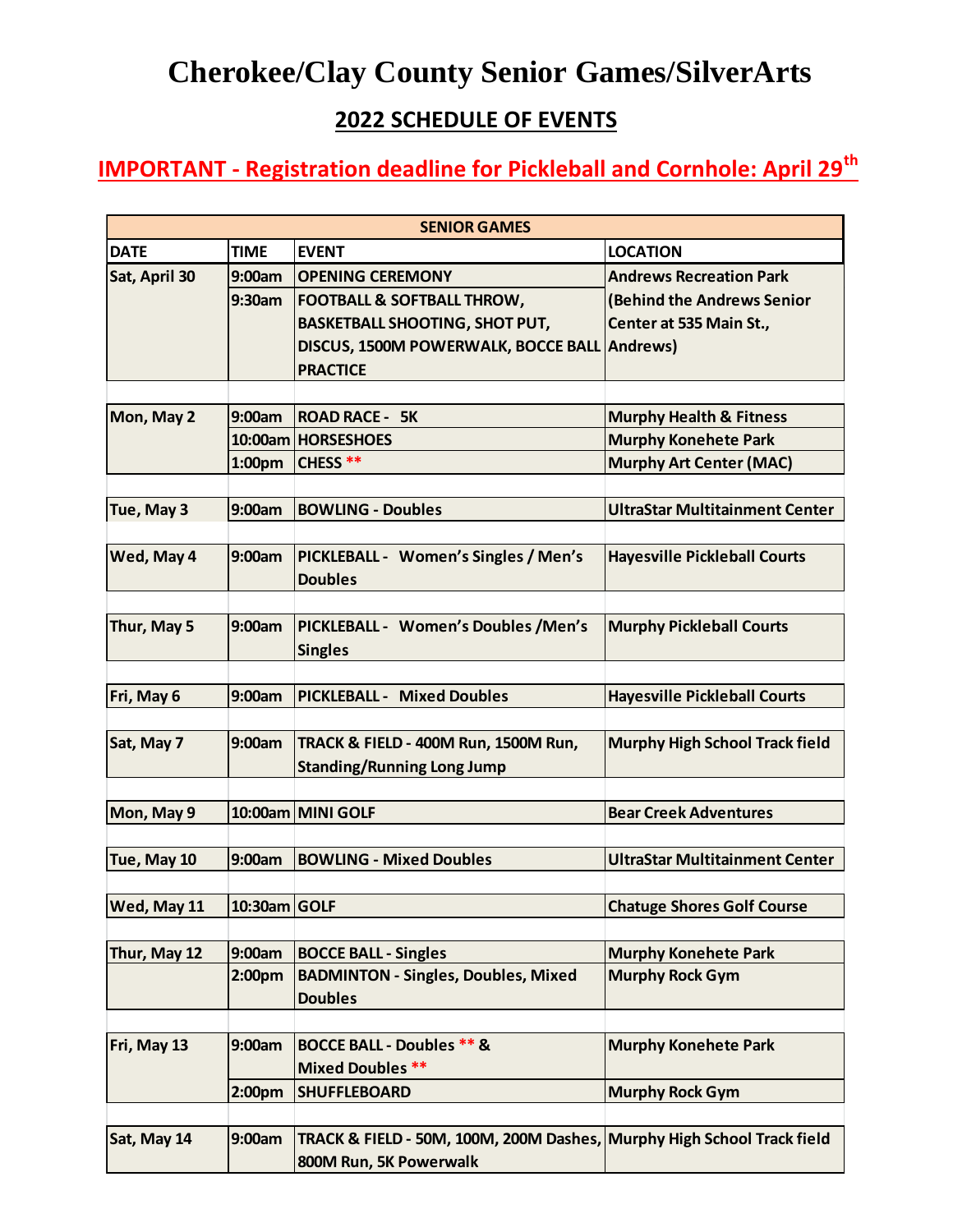# Cherokee/Clay County Senior Games/SilverArts

## 2022 SCHEDULE OF EVENTS

## IMPORTANT - Registration deadline for Pickleball and Cornhole: April 29th

| SENIOR GAMES | | | |
|---|---|---|---|
| **DATE** | **TIME** | **EVENT** | **LOCATION** |
| **Sat, April 30** | **9:00am** | **OPENING CEREMONY** | **Andrews Recreation Park** |
| | **9:30am** | **FOOTBALL & SOFTBALL THROW, BASKETBALL SHOOTING, SHOT PUT, DISCUS, 1500M POWERWALK, BOCCE BALL PRACTICE** | **(Behind the Andrews Senior Center at 535 Main St., Andrews)** |
| **Mon, May 2** | **9:00am** | **ROAD RACE - 5K** | **Murphy Health & Fitness** |
| | **10:00am** | **HORSESHOES** | **Murphy Konehete Park** |
| | **1:00pm** | **CHESS \*\*** | **Murphy Art Center (MAC)** |
| **Tue, May 3** | **9:00am** | **BOWLING - Doubles** | **UltraStar Multitainment Center** |
| **Wed, May 4** | **9:00am** | **PICKLEBALL - Women's Singles / Men's Doubles** | **Hayesville Pickleball Courts** |
| **Thur, May 5** | **9:00am** | **PICKLEBALL - Women's Doubles /Men's Singles** | **Murphy Pickleball Courts** |
| **Fri, May 6** | **9:00am** | **PICKLEBALL - Mixed Doubles** | **Hayesville Pickleball Courts** |
| **Sat, May 7** | **9:00am** | **TRACK & FIELD - 400M Run, 1500M Run, Standing/Running Long Jump** | **Murphy High School Track field** |
| **Mon, May 9** | **10:00am** | **MINI GOLF** | **Bear Creek Adventures** |
| **Tue, May 10** | **9:00am** | **BOWLING - Mixed Doubles** | **UltraStar Multitainment Center** |
| **Wed, May 11** | **10:30am** | **GOLF** | **Chatuge Shores Golf Course** |
| **Thur, May 12** | **9:00am** | **BOCCE BALL - Singles** | **Murphy Konehete Park** |
| | **2:00pm** | **BADMINTON - Singles, Doubles, Mixed Doubles** | **Murphy Rock Gym** |
| **Fri, May 13** | **9:00am** | **BOCCE BALL - Doubles \*\* & Mixed Doubles \*\*** | **Murphy Konehete Park** |
| | **2:00pm** | **SHUFFLEBOARD** | **Murphy Rock Gym** |
| **Sat, May 14** | **9:00am** | **TRACK & FIELD - 50M, 100M, 200M Dashes, 800M Run, 5K Powerwalk** | **Murphy High School Track field** |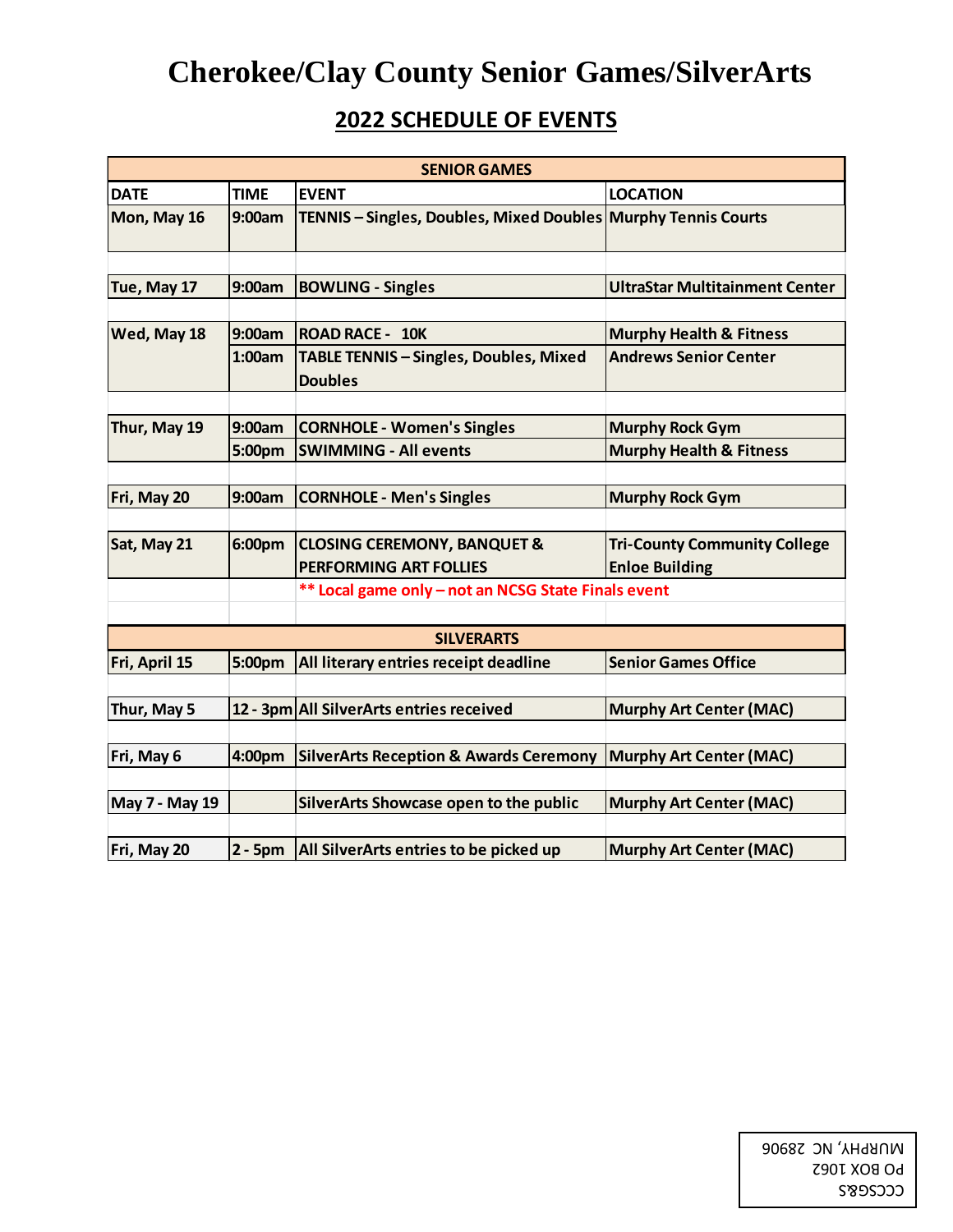# Cherokee/Clay County Senior Games/SilverArts

## 2022 SCHEDULE OF EVENTS

| SENIOR GAMES | | | |
|---|---|---|---|
| **DATE** | **TIME** | **EVENT** | **LOCATION** |
| **Mon, May 16** | **9:00am** | **TENNIS – Singles, Doubles, Mixed Doubles** | **Murphy Tennis Courts** |
| | | | |
| **Tue, May 17** | **9:00am** | **BOWLING - Singles** | **UltraStar Multitainment Center** |
| | | | |
| **Wed, May 18** | **9:00am** | **ROAD RACE - 10K** | **Murphy Health & Fitness** |
| | **1:00am** | **TABLE TENNIS – Singles, Doubles, Mixed Doubles** | **Andrews Senior Center** |
| | | | |
| **Thur, May 19** | **9:00am** | **CORNHOLE - Women's Singles** | **Murphy Rock Gym** |
| | **5:00pm** | **SWIMMING - All events** | **Murphy Health & Fitness** |
| | | | |
| **Fri, May 20** | **9:00am** | **CORNHOLE - Men's Singles** | **Murphy Rock Gym** |
| | | | |
| **Sat, May 21** | **6:00pm** | **CLOSING CEREMONY, BANQUET & PERFORMING ART FOLLIES** | **Tri-County Community College Enloe Building** |
| | | **\*\* Local game only – not an NCSG State Finals event** | |

| SILVERARTS | | | |
|---|---|---|---|
| **Fri, April 15** | **5:00pm** | **All literary entries receipt deadline** | **Senior Games Office** |
| | | | |
| **Thur, May 5** | **12 - 3pm** | **All SilverArts entries received** | **Murphy Art Center (MAC)** |
| | | | |
| **Fri, May 6** | **4:00pm** | **SilverArts Reception & Awards Ceremony** | **Murphy Art Center (MAC)** |
| | | | |
| **May 7 - May 19** | | **SilverArts Showcase open to the public** | **Murphy Art Center (MAC)** |
| | | | |
| **Fri, May 20** | **2 - 5pm** | **All SilverArts entries to be picked up** | **Murphy Art Center (MAC)** |

CCCSG&S
PO BOX 1062
MURPHY, NC 28906